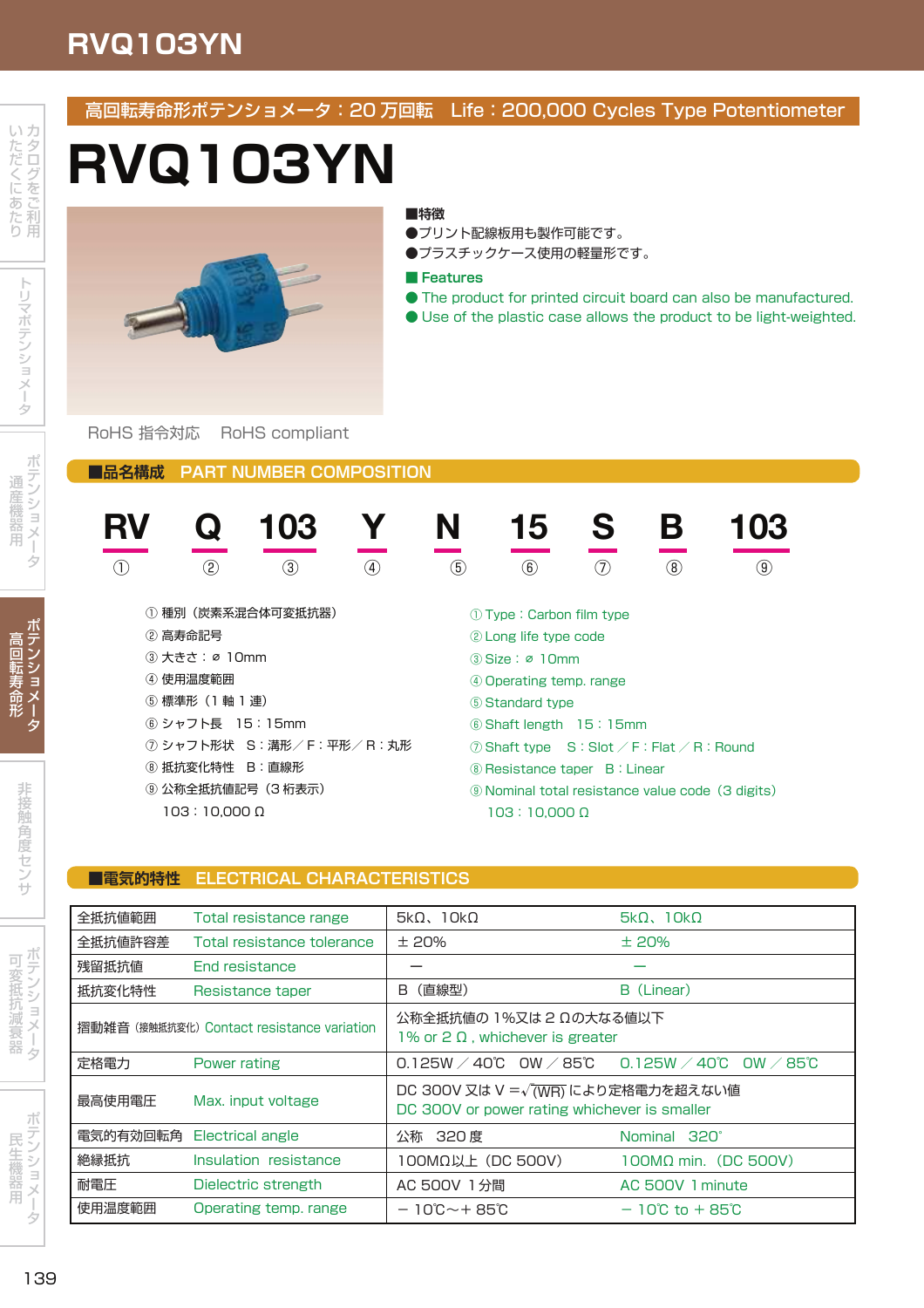# RVQ103YN

高回転寿命形ポテンショメータ：20 万回転　Life：200,000 Cycles Type Potentiometer

## RVQ103YN

■特徴
●プリント配線板用も製作可能です。
●プラスチックケース使用の軽量形です。

■ Features
● The product for printed circuit board can also be manufactured.
● Use of the plastic case allows the product to be light-weighted.

RoHS 指令対応　RoHS compliant

## ■品名構成　PART NUMBER COMPOSITION

| RV | Q | 103 | Y | N | 15 | S | B | 103 |
|---|---|---|---|---|---|---|---|---|
| ① | ② | ③ | ④ | ⑤ | ⑥ | ⑦ | ⑧ | ⑨ |

① 種別（炭素系混合体可変抵抗器）
② 高寿命記号
③ 大きさ：⌀ 10mm
④ 使用温度範囲
⑤ 標準形（1 軸 1 連）
⑥ シャフト長　15：15mm
⑦ シャフト形状　S：溝形／F：平形／R：丸形
⑧ 抵抗変化特性　B：直線形
⑨ 公称全抵抗値記号（3 桁表示）
　103：10,000 Ω

① Type：Carbon film type
② Long life type code
③ Size：⌀ 10mm
④ Operating temp. range
⑤ Standard type
⑥ Shaft length　15：15mm
⑦ Shaft type　S：Slot ／ F：Flat ／ R：Round
⑧ Resistance taper　B：Linear
⑨ Nominal total resistance value code（3 digits）
　103：10,000 Ω

## ■電気的特性　ELECTRICAL CHARACTERISTICS

| 全抵抗値範囲 | Total resistance range | 5kΩ、10kΩ | 5kΩ、10kΩ |
|---|---|---|---|
| 全抵抗値許容差 | Total resistance tolerance | ± 20% | ± 20% |
| 残留抵抗値 | End resistance | ― | ― |
| 抵抗変化特性 | Resistance taper | B（直線型） | B（Linear） |
| 摺動雑音（接触抵抗変化） | Contact resistance variation | 公称全抵抗値の 1%又は 2 Ωの大なる値以下<br>1% or 2 Ω , whichever is greater | |
| 定格電力 | Power rating | 0.125W ／ 40℃　0W ／ 85℃ | 0.125W ／ 40℃　0W ／ 85℃ |
| 最高使用電圧 | Max. input voltage | DC 300V 又は $V = \sqrt{(WR)}$ により定格電力を超えない値<br>DC 300V or power rating whichever is smaller | |
| 電気的有効回転角 | Electrical angle | 公称　320 度 | Nominal　320° |
| 絶縁抵抗 | Insulation resistance | 100MΩ以上（DC 500V） | 100MΩ min.（DC 500V） |
| 耐電圧 | Dielectric strength | AC 500V 1 分間 | AC 500V 1 minute |
| 使用温度範囲 | Operating temp. range | − 10℃〜＋ 85℃ | − 10℃ to ＋ 85℃ |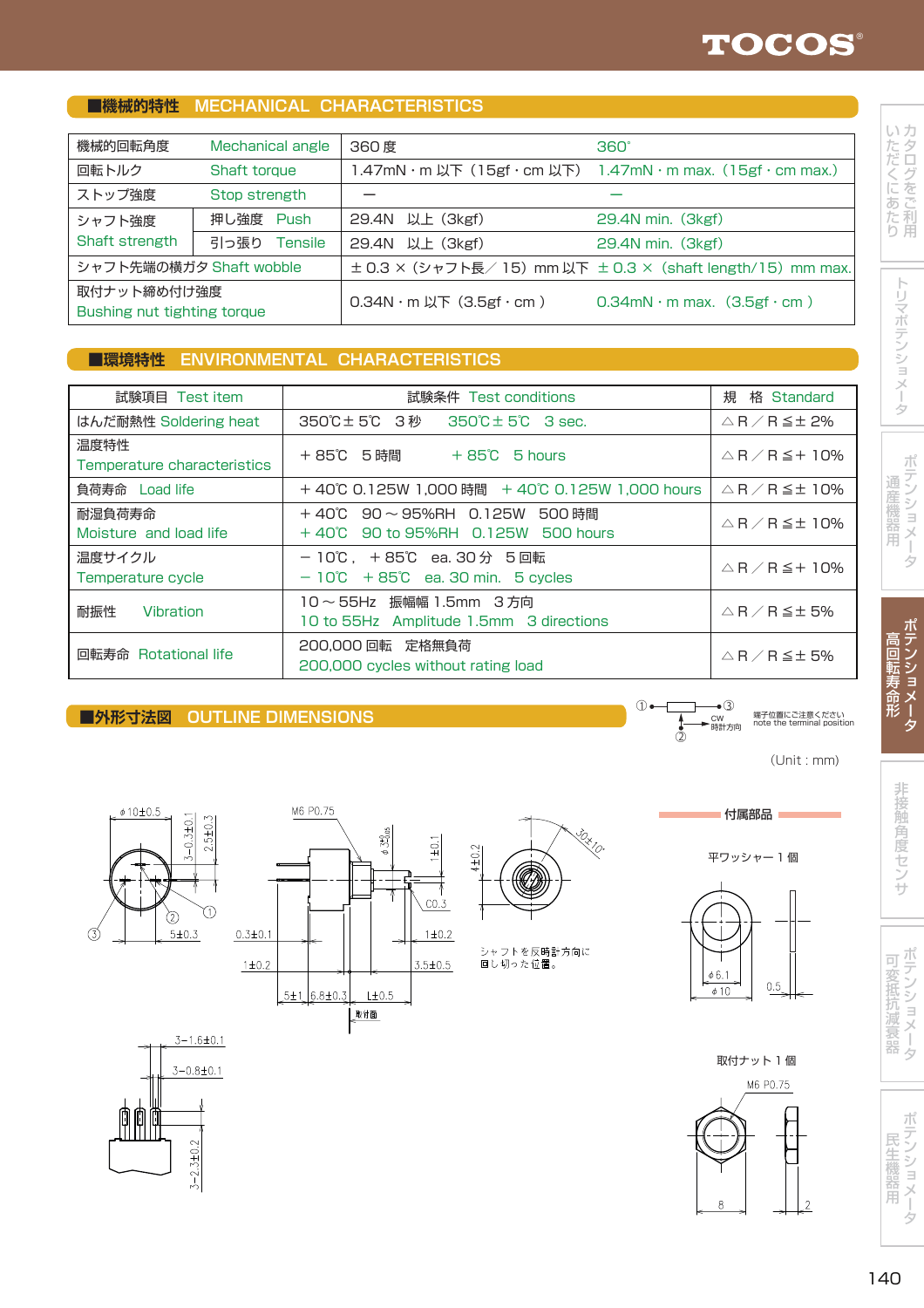## ■機械的特性　MECHANICAL CHARACTERISTICS

| | | | |
|---|---|---|---|
| 機械的回転角度 | Mechanical angle | 360 度 | 360° |
| 回転トルク | Shaft torque | 1.47mN・m 以下（15gf・cm 以下） | 1.47mN・m max.（15gf・cm max.） |
| ストップ強度 | Stop strength | ― | ― |
| シャフト強度 Shaft strength | 押し強度　Push | 29.4N　以上（3kgf） | 29.4N min.（3kgf） |
| | 引っ張り　Tensile | 29.4N　以上（3kgf） | 29.4N min.（3kgf） |
| シャフト先端の横ガタ Shaft wobble | | ± 0.3 ×（シャフト長／ 15）mm 以下 | ± 0.3 ×（shaft length/15）mm max. |
| 取付ナット締め付け強度 Bushing nut tighting torque | | 0.34N・m 以下（3.5gf・cm ） | 0.34mN・m max.（3.5gf・cm ） |

## ■環境特性　ENVIRONMENTAL CHARACTERISTICS

| 試験項目　Test item | 試験条件　Test conditions | 規　格　Standard |
|---|---|---|
| はんだ耐熱性 Soldering heat | 350℃± 5℃　3 秒　　350℃± 5℃　3 sec. | △ R ／ R ≦± 2% |
| 温度特性 Temperature characteristics | ＋ 85℃　5 時間　　＋ 85℃　5 hours | △ R ／ R ≦＋ 10% |
| 負荷寿命　Load life | ＋ 40℃ 0.125W 1,000 時間　＋ 40℃ 0.125W 1,000 hours | △ R ／ R ≦± 10% |
| 耐湿負荷寿命 Moisture and load life | ＋ 40℃　90 ～ 95%RH　0.125W　500 時間<br>＋ 40℃　90 to 95%RH　0.125W　500 hours | △ R ／ R ≦± 10% |
| 温度サイクル Temperature cycle | － 10℃，＋ 85℃　ea. 30 分　5 回転<br>－ 10℃　＋ 85℃　ea. 30 min.　5 cycles | △ R ／ R ≦＋ 10% |
| 耐振性　Vibration | 10 ～ 55Hz　振幅幅 1.5mm　3 方向<br>10 to 55Hz　Amplitude 1.5mm　3 directions | △ R ／ R ≦± 5% |
| 回転寿命　Rotational life | 200,000 回転　定格無負荷<br>200,000 cycles without rating load | △ R ／ R ≦± 5% |

## ■外形寸法図　OUTLINE DIMENSIONS

①　③　②　CW 時計方向

端子位置にご注意ください note the terminal position

(Unit : mm)

φ10±0.5　3−0.3±0.1　2.5±0.3　5±0.3

M6 P0.75　φ3-0.05　1±0.1　C0.3　0.3±0.1　1±0.2　1±0.2　3.5±0.5　5±1　6.8±0.3　L±0.5　取付面

4±0.2　30±10°

シャフトを反時計方向に回し切った位置。

3−1.6±0.1　3−0.8±0.1　3−2.3±0.2

付属部品

平ワッシャー 1 個

φ6.1　φ10　0.5

取付ナット 1 個

M6 P0.75　8　2